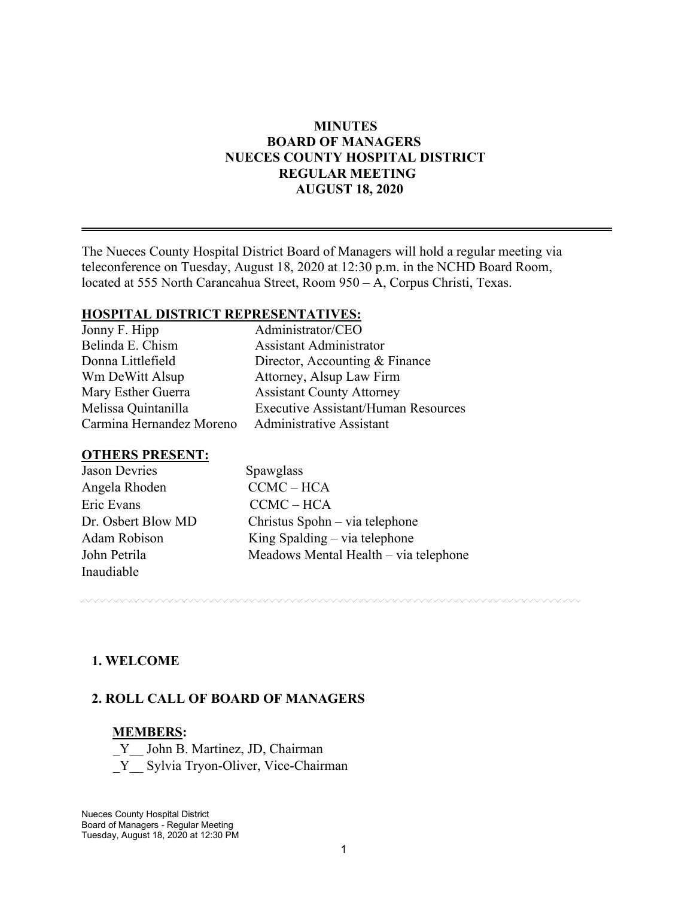# MINUTES
## BOARD OF MANAGERS
## NUECES COUNTY HOSPITAL DISTRICT
## REGULAR MEETING
## AUGUST 18, 2020

---

The Nueces County Hospital District Board of Managers will hold a regular meeting via teleconference on Tuesday, August 18, 2020 at 12:30 p.m. in the NCHD Board Room, located at 555 North Carancahua Street, Room 950 – A, Corpus Christi, Texas.

**HOSPITAL DISTRICT REPRESENTATIVES:**

| | |
|---|---|
| Jonny F. Hipp | Administrator/CEO |
| Belinda E. Chism | Assistant Administrator |
| Donna Littlefield | Director, Accounting & Finance |
| Wm DeWitt Alsup | Attorney, Alsup Law Firm |
| Mary Esther Guerra | Assistant County Attorney |
| Melissa Quintanilla | Executive Assistant/Human Resources |
| Carmina Hernandez Moreno | Administrative Assistant |

**OTHERS PRESENT:**

| | |
|---|---|
| Jason Devries | Spawglass |
| Angela Rhoden | CCMC – HCA |
| Eric Evans | CCMC – HCA |
| Dr. Osbert Blow MD | Christus Spohn – via telephone |
| Adam Robison | King Spalding – via telephone |
| John Petrila | Meadows Mental Health – via telephone |
| Inaudiable | |

---

**1. WELCOME**

**2. ROLL CALL OF BOARD OF MANAGERS**

**MEMBERS:**

_Y__ John B. Martinez, JD, Chairman
_Y__ Sylvia Tryon-Oliver, Vice-Chairman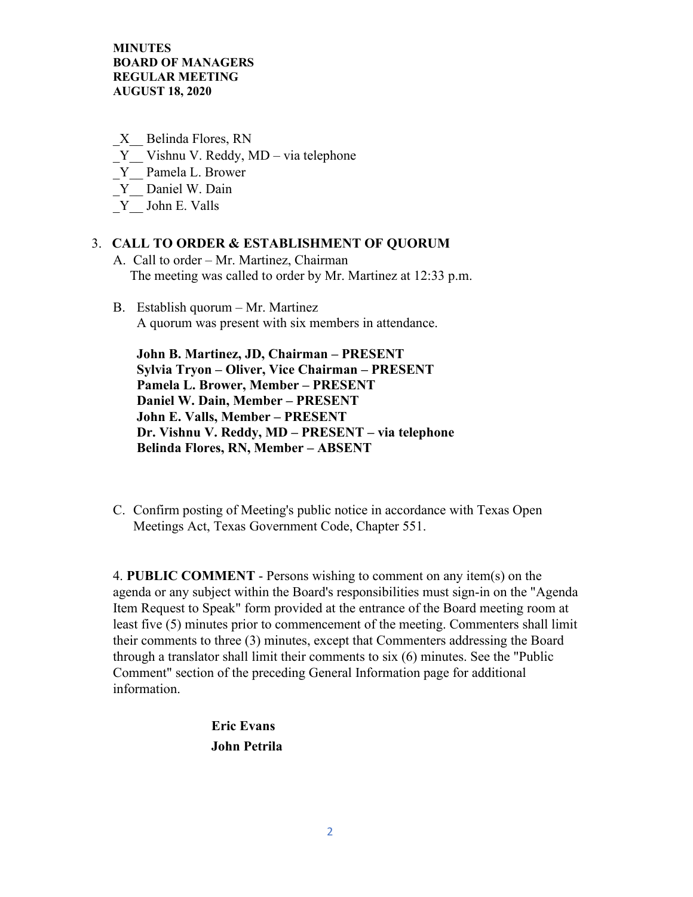**MINUTES**
**BOARD OF MANAGERS**
**REGULAR MEETING**
**AUGUST 18, 2020**

_X__ Belinda Flores, RN
_Y__ Vishnu V. Reddy, MD – via telephone
_Y__ Pamela L. Brower
_Y__ Daniel W. Dain
_Y__ John E. Valls

3. **CALL TO ORDER & ESTABLISHMENT OF QUORUM**
   A. Call to order – Mr. Martinez, Chairman
      The meeting was called to order by Mr. Martinez at 12:33 p.m.

   B. Establish quorum – Mr. Martinez
      A quorum was present with six members in attendance.

      **John B. Martinez, JD, Chairman – PRESENT**
      **Sylvia Tryon – Oliver, Vice Chairman – PRESENT**
      **Pamela L. Brower, Member – PRESENT**
      **Daniel W. Dain, Member – PRESENT**
      **John E. Valls, Member – PRESENT**
      **Dr. Vishnu V. Reddy, MD – PRESENT – via telephone**
      **Belinda Flores, RN, Member – ABSENT**

   C. Confirm posting of Meeting's public notice in accordance with Texas Open Meetings Act, Texas Government Code, Chapter 551.

4. **PUBLIC COMMENT** - Persons wishing to comment on any item(s) on the agenda or any subject within the Board's responsibilities must sign-in on the "Agenda Item Request to Speak" form provided at the entrance of the Board meeting room at least five (5) minutes prior to commencement of the meeting. Commenters shall limit their comments to three (3) minutes, except that Commenters addressing the Board through a translator shall limit their comments to six (6) minutes. See the "Public Comment" section of the preceding General Information page for additional information.

   **Eric Evans**
   **John Petrila**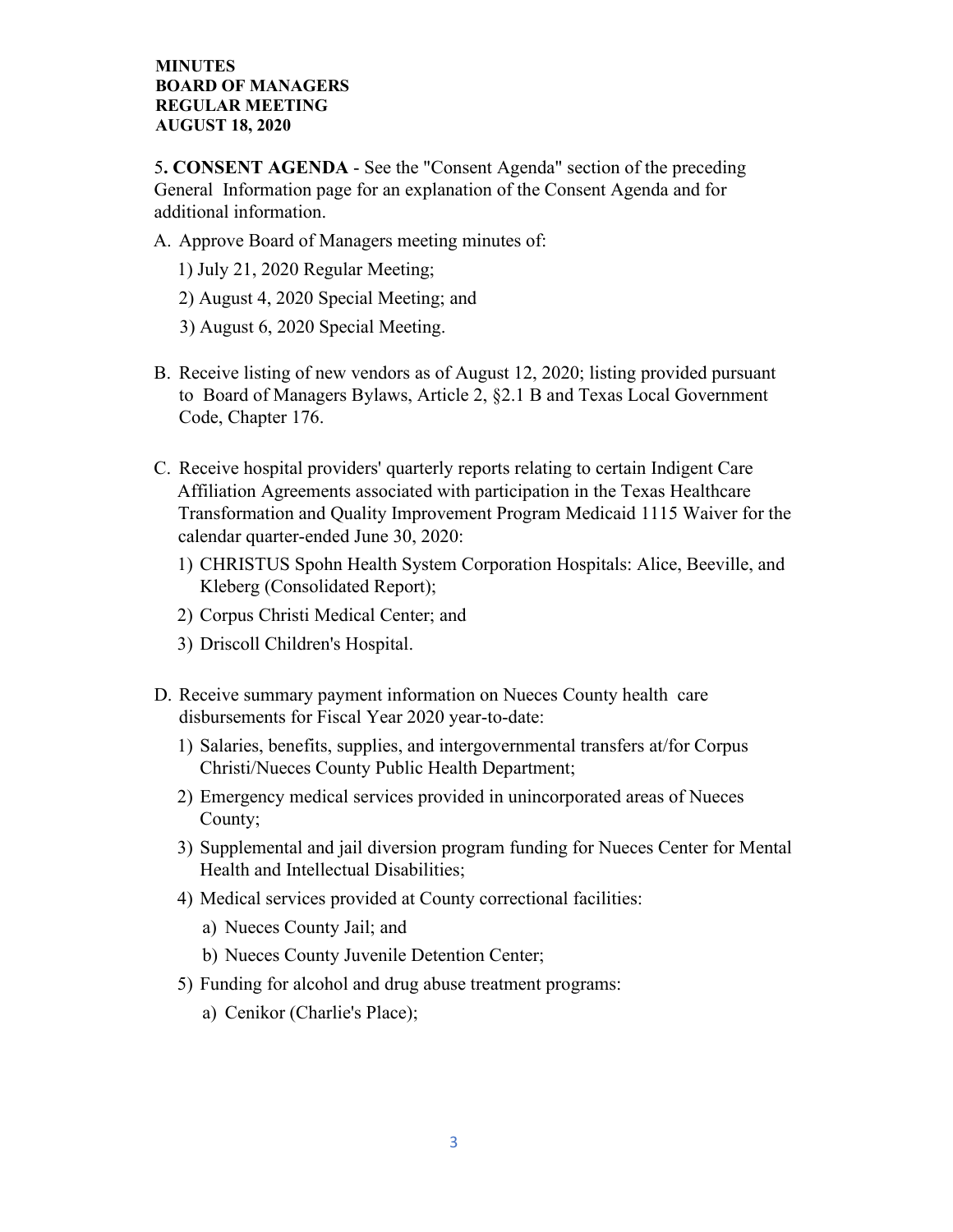**MINUTES**
**BOARD OF MANAGERS**
**REGULAR MEETING**
**AUGUST 18, 2020**

5**. CONSENT AGENDA** - See the "Consent Agenda" section of the preceding General Information page for an explanation of the Consent Agenda and for additional information.

A. Approve Board of Managers meeting minutes of:

   1) July 21, 2020 Regular Meeting;

   2) August 4, 2020 Special Meeting; and

   3) August 6, 2020 Special Meeting.

B. Receive listing of new vendors as of August 12, 2020; listing provided pursuant to Board of Managers Bylaws, Article 2, §2.1 B and Texas Local Government Code, Chapter 176.

C. Receive hospital providers' quarterly reports relating to certain Indigent Care Affiliation Agreements associated with participation in the Texas Healthcare Transformation and Quality Improvement Program Medicaid 1115 Waiver for the calendar quarter-ended June 30, 2020:

   1) CHRISTUS Spohn Health System Corporation Hospitals: Alice, Beeville, and Kleberg (Consolidated Report);

   2) Corpus Christi Medical Center; and

   3) Driscoll Children's Hospital.

D. Receive summary payment information on Nueces County health care disbursements for Fiscal Year 2020 year-to-date:

   1) Salaries, benefits, supplies, and intergovernmental transfers at/for Corpus Christi/Nueces County Public Health Department;

   2) Emergency medical services provided in unincorporated areas of Nueces County;

   3) Supplemental and jail diversion program funding for Nueces Center for Mental Health and Intellectual Disabilities;

   4) Medical services provided at County correctional facilities:

      a) Nueces County Jail; and

      b) Nueces County Juvenile Detention Center;

   5) Funding for alcohol and drug abuse treatment programs:

      a) Cenikor (Charlie's Place);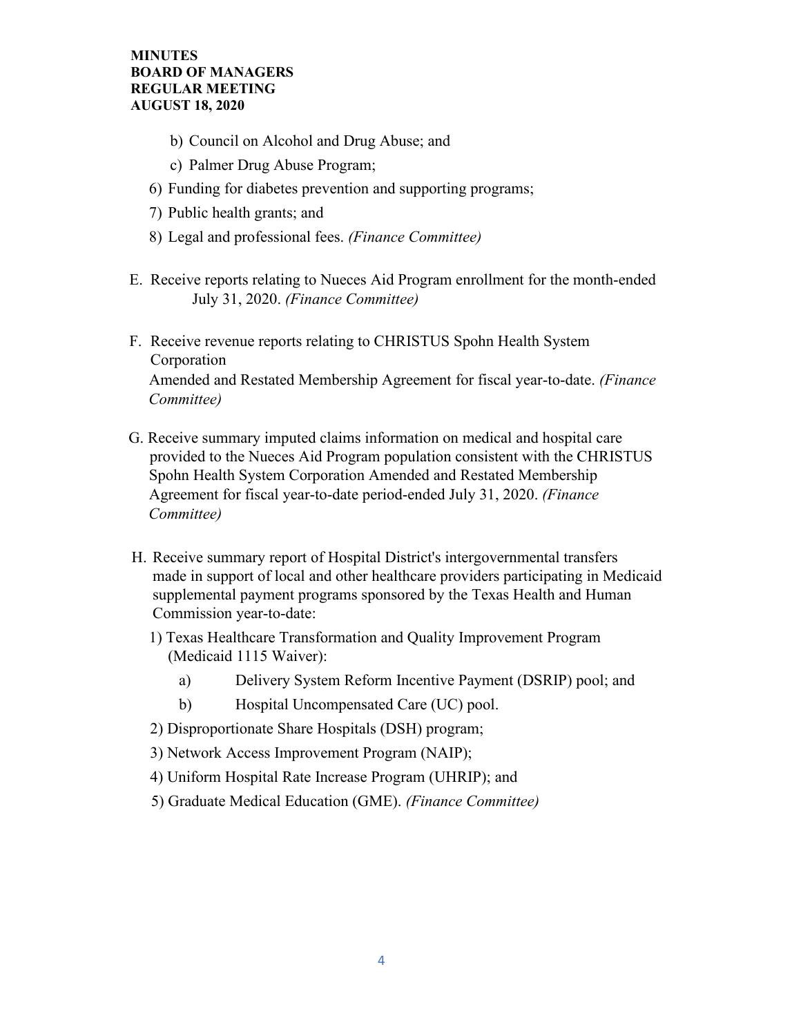b) Council on Alcohol and Drug Abuse; and

c) Palmer Drug Abuse Program;

6) Funding for diabetes prevention and supporting programs;

7) Public health grants; and

8) Legal and professional fees. *(Finance Committee)*

E. Receive reports relating to Nueces Aid Program enrollment for the month-ended July 31, 2020. *(Finance Committee)*

F. Receive revenue reports relating to CHRISTUS Spohn Health System Corporation Amended and Restated Membership Agreement for fiscal year-to-date. *(Finance Committee)*

G. Receive summary imputed claims information on medical and hospital care provided to the Nueces Aid Program population consistent with the CHRISTUS Spohn Health System Corporation Amended and Restated Membership Agreement for fiscal year-to-date period-ended July 31, 2020. *(Finance Committee)*

H. Receive summary report of Hospital District's intergovernmental transfers made in support of local and other healthcare providers participating in Medicaid supplemental payment programs sponsored by the Texas Health and Human Commission year-to-date:

1) Texas Healthcare Transformation and Quality Improvement Program (Medicaid 1115 Waiver):

   a) Delivery System Reform Incentive Payment (DSRIP) pool; and

   b) Hospital Uncompensated Care (UC) pool.

2) Disproportionate Share Hospitals (DSH) program;

3) Network Access Improvement Program (NAIP);

4) Uniform Hospital Rate Increase Program (UHRIP); and

5) Graduate Medical Education (GME). *(Finance Committee)*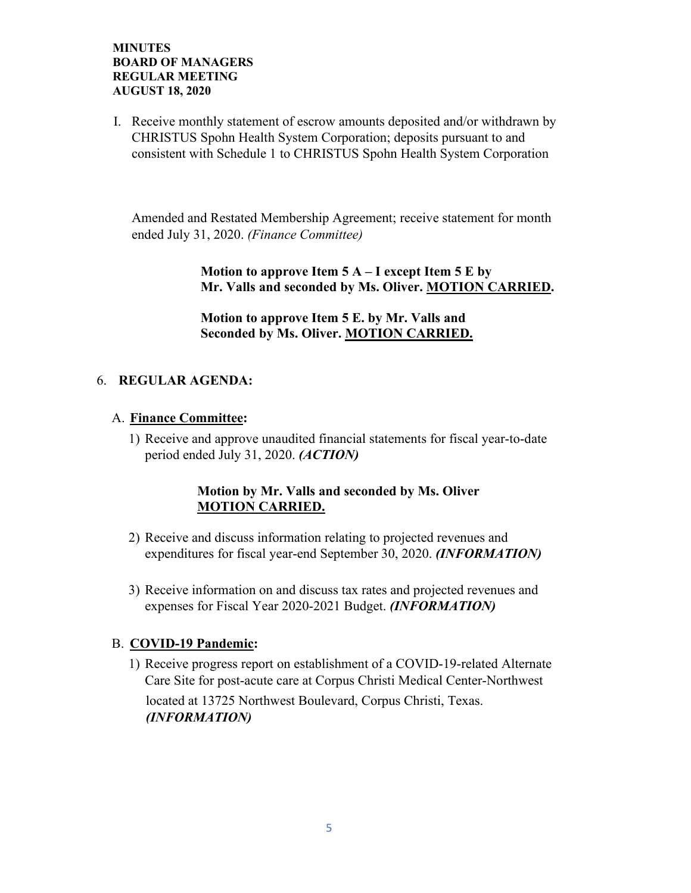I. Receive monthly statement of escrow amounts deposited and/or withdrawn by CHRISTUS Spohn Health System Corporation; deposits pursuant to and consistent with Schedule 1 to CHRISTUS Spohn Health System Corporation Amended and Restated Membership Agreement; receive statement for month ended July 31, 2020. *(Finance Committee)*

> **Motion to approve Item 5 A – I except Item 5 E by Mr. Valls and seconded by Ms. Oliver. MOTION CARRIED.**
>
> **Motion to approve Item 5 E. by Mr. Valls and Seconded by Ms. Oliver. MOTION CARRIED.**

## 6. REGULAR AGENDA:

### A. Finance Committee:

1) Receive and approve unaudited financial statements for fiscal year-to-date period ended July 31, 2020. ***(ACTION)***

> **Motion by Mr. Valls and seconded by Ms. Oliver MOTION CARRIED.**

2) Receive and discuss information relating to projected revenues and expenditures for fiscal year-end September 30, 2020. ***(INFORMATION)***

3) Receive information on and discuss tax rates and projected revenues and expenses for Fiscal Year 2020-2021 Budget. ***(INFORMATION)***

### B. COVID-19 Pandemic:

1) Receive progress report on establishment of a COVID-19-related Alternate Care Site for post-acute care at Corpus Christi Medical Center-Northwest located at 13725 Northwest Boulevard, Corpus Christi, Texas. ***(INFORMATION)***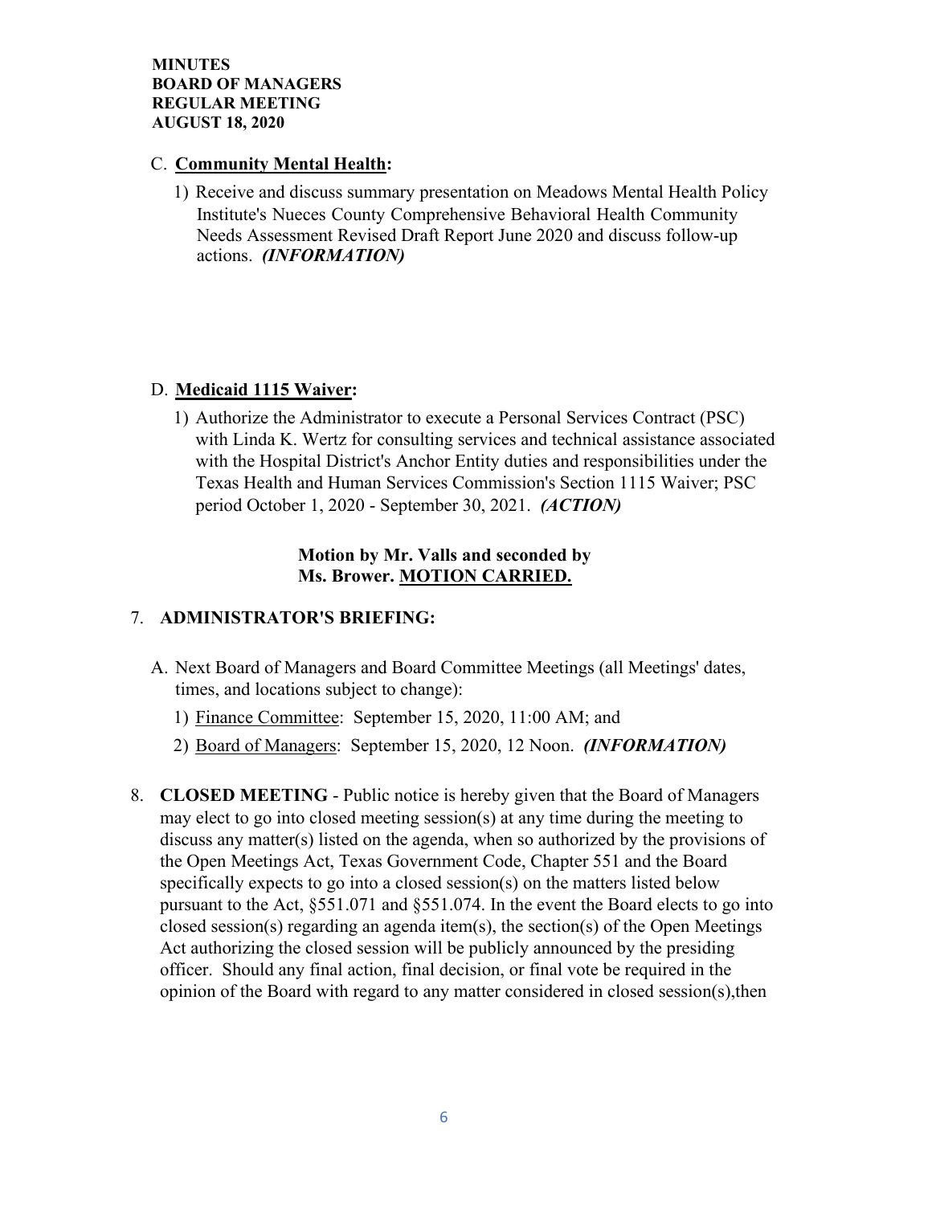C. **Community Mental Health:**

1) Receive and discuss summary presentation on Meadows Mental Health Policy Institute's Nueces County Comprehensive Behavioral Health Community Needs Assessment Revised Draft Report June 2020 and discuss follow-up actions. ***(INFORMATION)***

D. **Medicaid 1115 Waiver:**

1) Authorize the Administrator to execute a Personal Services Contract (PSC) with Linda K. Wertz for consulting services and technical assistance associated with the Hospital District's Anchor Entity duties and responsibilities under the Texas Health and Human Services Commission's Section 1115 Waiver; PSC period October 1, 2020 - September 30, 2021. ***(ACTION)***

**Motion by Mr. Valls and seconded by Ms. Brower. MOTION CARRIED.**

7. **ADMINISTRATOR'S BRIEFING:**

   A. Next Board of Managers and Board Committee Meetings (all Meetings' dates, times, and locations subject to change):

   1) Finance Committee: September 15, 2020, 11:00 AM; and
   2) Board of Managers: September 15, 2020, 12 Noon. ***(INFORMATION)***

8. **CLOSED MEETING** - Public notice is hereby given that the Board of Managers may elect to go into closed meeting session(s) at any time during the meeting to discuss any matter(s) listed on the agenda, when so authorized by the provisions of the Open Meetings Act, Texas Government Code, Chapter 551 and the Board specifically expects to go into a closed session(s) on the matters listed below pursuant to the Act, §551.071 and §551.074. In the event the Board elects to go into closed session(s) regarding an agenda item(s), the section(s) of the Open Meetings Act authorizing the closed session will be publicly announced by the presiding officer. Should any final action, final decision, or final vote be required in the opinion of the Board with regard to any matter considered in closed session(s),then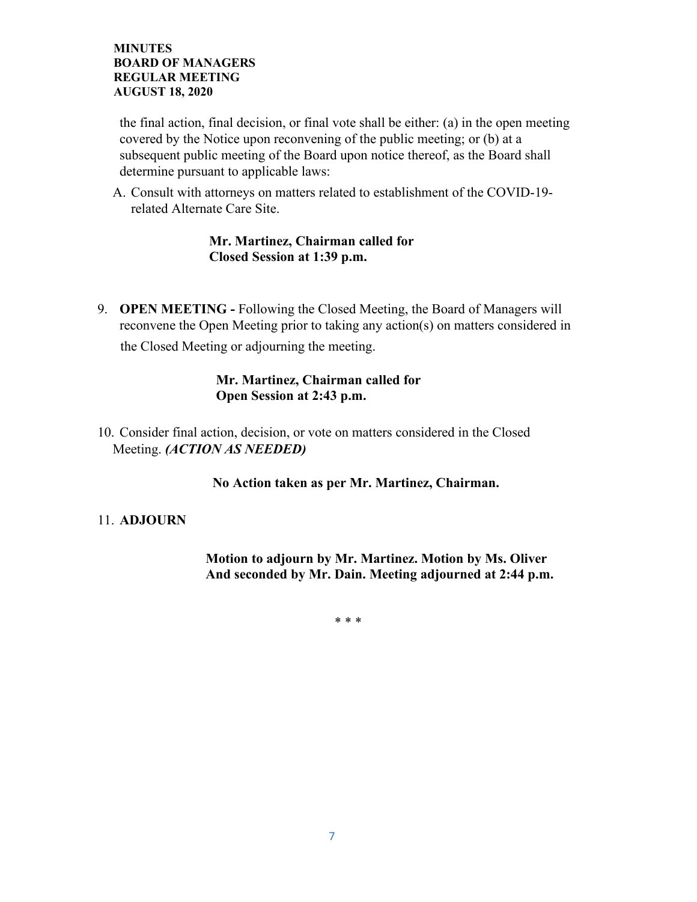the final action, final decision, or final vote shall be either: (a) in the open meeting covered by the Notice upon reconvening of the public meeting; or (b) at a subsequent public meeting of the Board upon notice thereof, as the Board shall determine pursuant to applicable laws:

A. Consult with attorneys on matters related to establishment of the COVID-19-related Alternate Care Site.

**Mr. Martinez, Chairman called for Closed Session at 1:39 p.m.**

9. **OPEN MEETING -** Following the Closed Meeting, the Board of Managers will reconvene the Open Meeting prior to taking any action(s) on matters considered in the Closed Meeting or adjourning the meeting.

**Mr. Martinez, Chairman called for Open Session at 2:43 p.m.**

10. Consider final action, decision, or vote on matters considered in the Closed Meeting. ***(ACTION AS NEEDED)***

**No Action taken as per Mr. Martinez, Chairman.**

11. **ADJOURN**

**Motion to adjourn by Mr. Martinez. Motion by Ms. Oliver And seconded by Mr. Dain. Meeting adjourned at 2:44 p.m.**

\* \* \*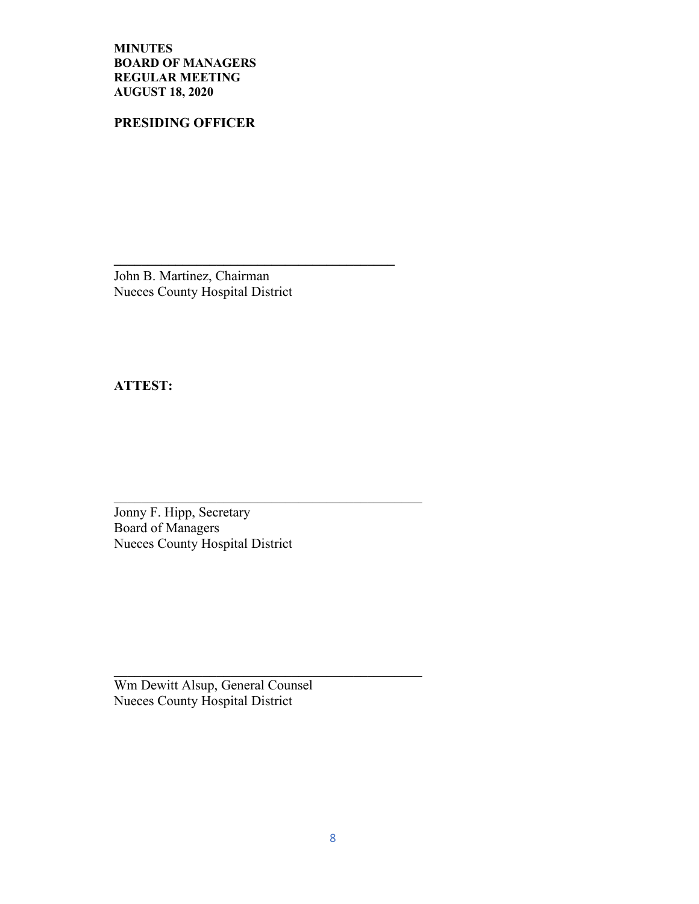**MINUTES**
**BOARD OF MANAGERS**
**REGULAR MEETING**
**AUGUST 18, 2020**

**PRESIDING OFFICER**

\_\_\_\_\_\_\_\_\_\_\_\_\_\_\_\_\_\_\_\_\_\_\_\_\_\_\_\_\_\_\_\_\_\_\_\_\_\_\_\_\_\_
John B. Martinez, Chairman
Nueces County Hospital District

**ATTEST:**

\_\_\_\_\_\_\_\_\_\_\_\_\_\_\_\_\_\_\_\_\_\_\_\_\_\_\_\_\_\_\_\_\_\_\_\_\_\_\_\_\_\_
Jonny F. Hipp, Secretary
Board of Managers
Nueces County Hospital District

\_\_\_\_\_\_\_\_\_\_\_\_\_\_\_\_\_\_\_\_\_\_\_\_\_\_\_\_\_\_\_\_\_\_\_\_\_\_\_\_\_\_
Wm Dewitt Alsup, General Counsel
Nueces County Hospital District